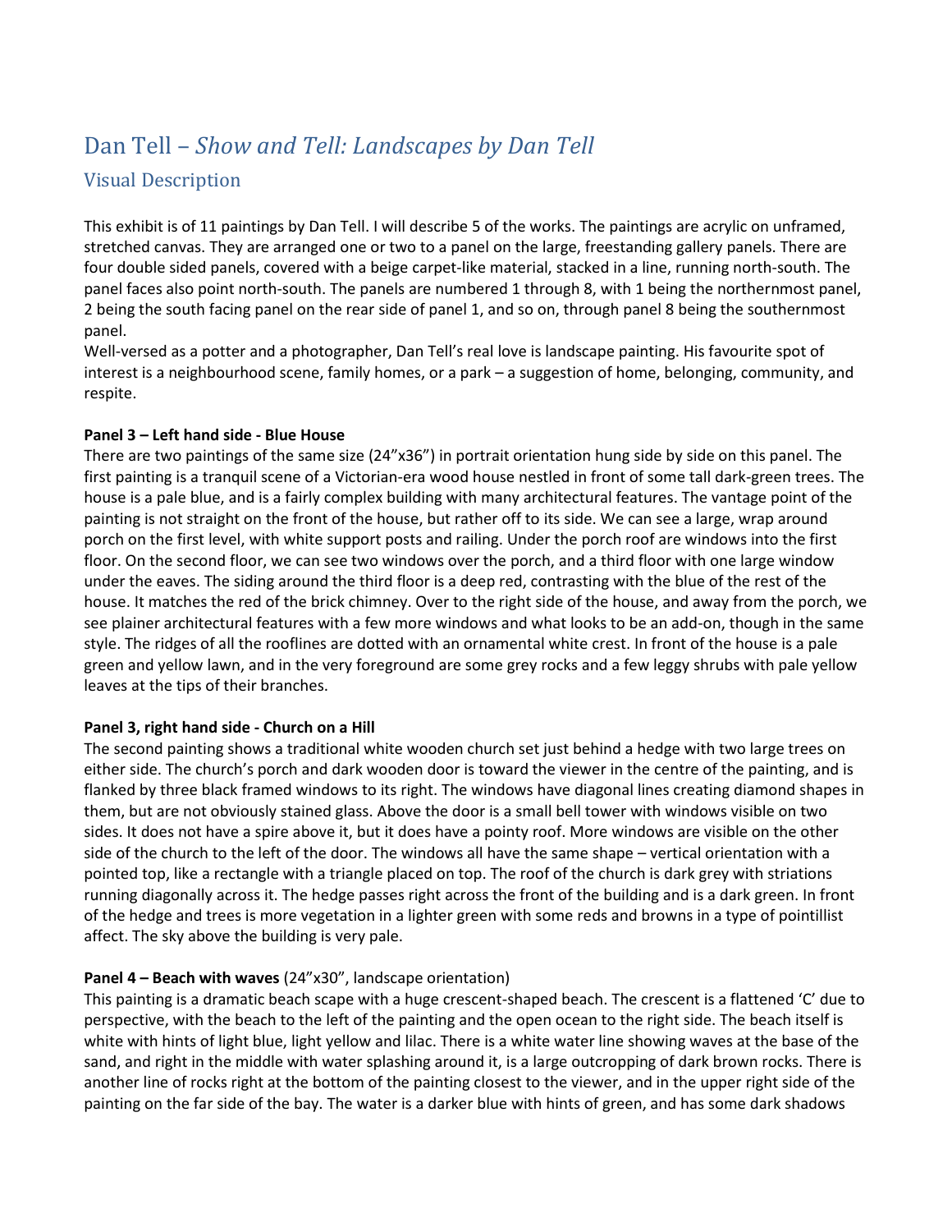# Dan Tell – *Show and Tell: Landscapes by Dan Tell*

## Visual Description

This exhibit is of 11 paintings by Dan Tell. I will describe 5 of the works. The paintings are acrylic on unframed, stretched canvas. They are arranged one or two to a panel on the large, freestanding gallery panels. There are four double sided panels, covered with a beige carpet-like material, stacked in a line, running north-south. The panel faces also point north-south. The panels are numbered 1 through 8, with 1 being the northernmost panel, 2 being the south facing panel on the rear side of panel 1, and so on, through panel 8 being the southernmost panel.

Well-versed as a potter and a photographer, Dan Tell's real love is landscape painting. His favourite spot of interest is a neighbourhood scene, family homes, or a park – a suggestion of home, belonging, community, and respite.

**Panel 3 – Left hand side - Blue House**

There are two paintings of the same size (24"x36") in portrait orientation hung side by side on this panel. The first painting is a tranquil scene of a Victorian-era wood house nestled in front of some tall dark-green trees. The house is a pale blue, and is a fairly complex building with many architectural features. The vantage point of the painting is not straight on the front of the house, but rather off to its side. We can see a large, wrap around porch on the first level, with white support posts and railing. Under the porch roof are windows into the first floor. On the second floor, we can see two windows over the porch, and a third floor with one large window under the eaves. The siding around the third floor is a deep red, contrasting with the blue of the rest of the house. It matches the red of the brick chimney. Over to the right side of the house, and away from the porch, we see plainer architectural features with a few more windows and what looks to be an add-on, though in the same style. The ridges of all the rooflines are dotted with an ornamental white crest. In front of the house is a pale green and yellow lawn, and in the very foreground are some grey rocks and a few leggy shrubs with pale yellow leaves at the tips of their branches.

**Panel 3, right hand side - Church on a Hill**

The second painting shows a traditional white wooden church set just behind a hedge with two large trees on either side. The church's porch and dark wooden door is toward the viewer in the centre of the painting, and is flanked by three black framed windows to its right. The windows have diagonal lines creating diamond shapes in them, but are not obviously stained glass. Above the door is a small bell tower with windows visible on two sides. It does not have a spire above it, but it does have a pointy roof. More windows are visible on the other side of the church to the left of the door. The windows all have the same shape – vertical orientation with a pointed top, like a rectangle with a triangle placed on top. The roof of the church is dark grey with striations running diagonally across it. The hedge passes right across the front of the building and is a dark green. In front of the hedge and trees is more vegetation in a lighter green with some reds and browns in a type of pointillist affect. The sky above the building is very pale.

**Panel 4 – Beach with waves** (24"x30", landscape orientation)

This painting is a dramatic beach scape with a huge crescent-shaped beach. The crescent is a flattened 'C' due to perspective, with the beach to the left of the painting and the open ocean to the right side. The beach itself is white with hints of light blue, light yellow and lilac. There is a white water line showing waves at the base of the sand, and right in the middle with water splashing around it, is a large outcropping of dark brown rocks. There is another line of rocks right at the bottom of the painting closest to the viewer, and in the upper right side of the painting on the far side of the bay. The water is a darker blue with hints of green, and has some dark shadows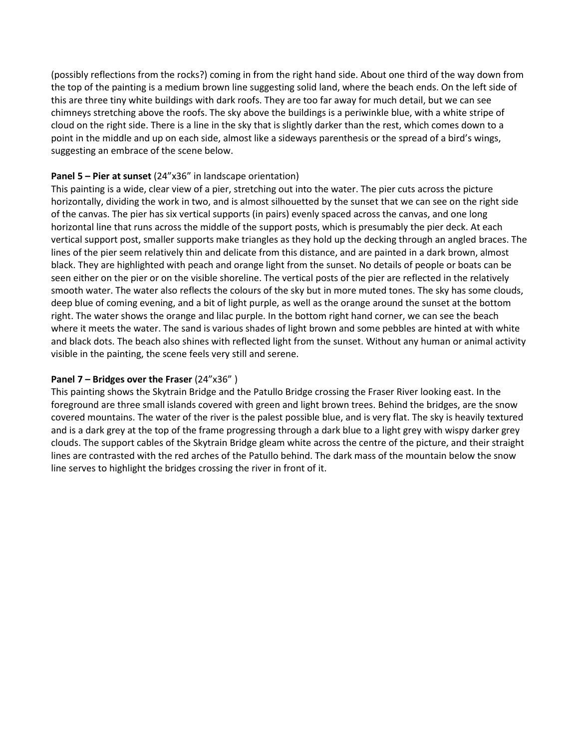(possibly reflections from the rocks?) coming in from the right hand side. About one third of the way down from the top of the painting is a medium brown line suggesting solid land, where the beach ends. On the left side of this are three tiny white buildings with dark roofs. They are too far away for much detail, but we can see chimneys stretching above the roofs. The sky above the buildings is a periwinkle blue, with a white stripe of cloud on the right side. There is a line in the sky that is slightly darker than the rest, which comes down to a point in the middle and up on each side, almost like a sideways parenthesis or the spread of a bird's wings, suggesting an embrace of the scene below.

**Panel 5 – Pier at sunset** (24"x36" in landscape orientation)
This painting is a wide, clear view of a pier, stretching out into the water. The pier cuts across the picture horizontally, dividing the work in two, and is almost silhouetted by the sunset that we can see on the right side of the canvas. The pier has six vertical supports (in pairs) evenly spaced across the canvas, and one long horizontal line that runs across the middle of the support posts, which is presumably the pier deck. At each vertical support post, smaller supports make triangles as they hold up the decking through an angled braces. The lines of the pier seem relatively thin and delicate from this distance, and are painted in a dark brown, almost black. They are highlighted with peach and orange light from the sunset. No details of people or boats can be seen either on the pier or on the visible shoreline. The vertical posts of the pier are reflected in the relatively smooth water. The water also reflects the colours of the sky but in more muted tones. The sky has some clouds, deep blue of coming evening, and a bit of light purple, as well as the orange around the sunset at the bottom right. The water shows the orange and lilac purple. In the bottom right hand corner, we can see the beach where it meets the water. The sand is various shades of light brown and some pebbles are hinted at with white and black dots. The beach also shines with reflected light from the sunset. Without any human or animal activity visible in the painting, the scene feels very still and serene.

**Panel 7 – Bridges over the Fraser** (24"x36" )
This painting shows the Skytrain Bridge and the Patullo Bridge crossing the Fraser River looking east. In the foreground are three small islands covered with green and light brown trees. Behind the bridges, are the snow covered mountains. The water of the river is the palest possible blue, and is very flat. The sky is heavily textured and is a dark grey at the top of the frame progressing through a dark blue to a light grey with wispy darker grey clouds. The support cables of the Skytrain Bridge gleam white across the centre of the picture, and their straight lines are contrasted with the red arches of the Patullo behind. The dark mass of the mountain below the snow line serves to highlight the bridges crossing the river in front of it.